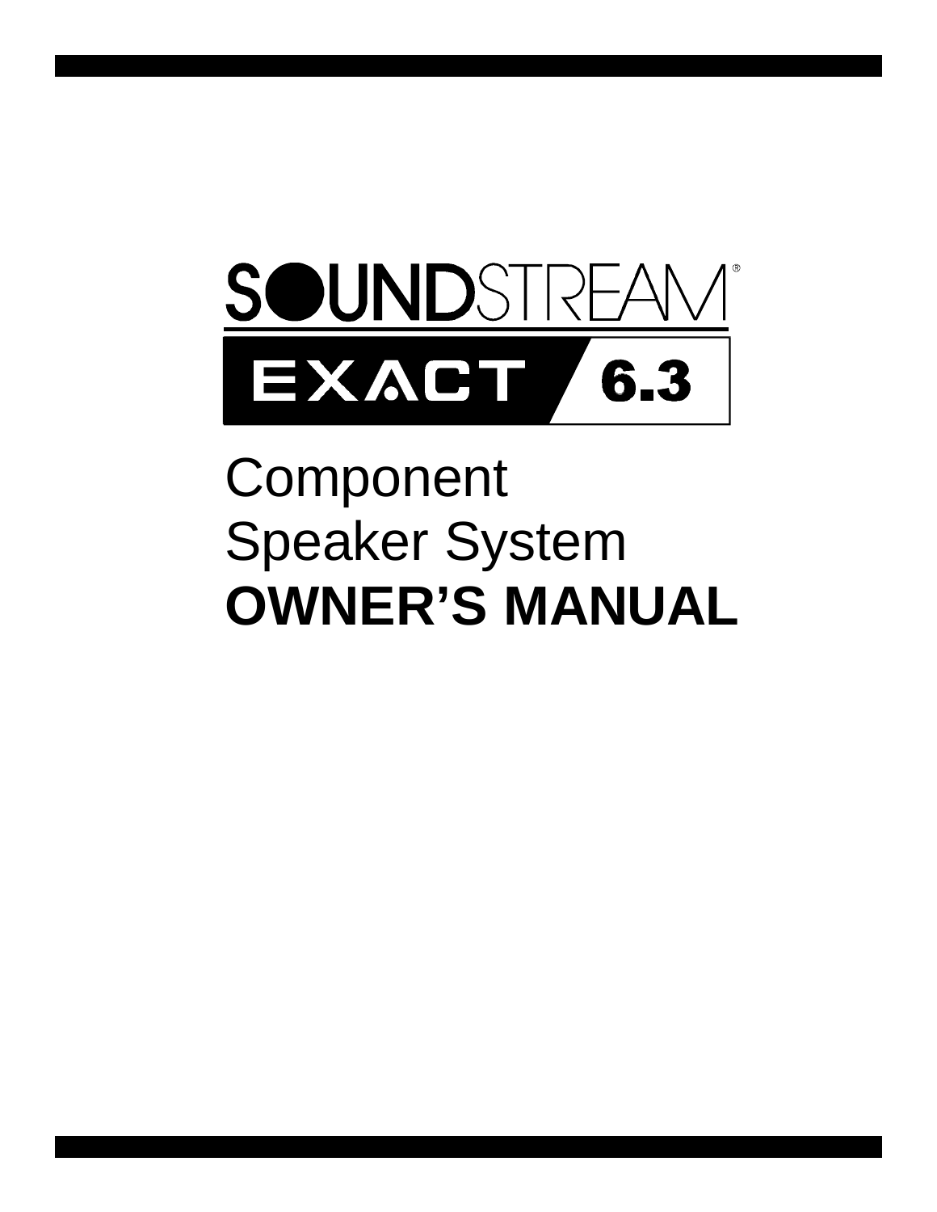# SOUNDSTREAM®

## EXACT 6.3

# Component Speaker System

# OWNER'S MANUAL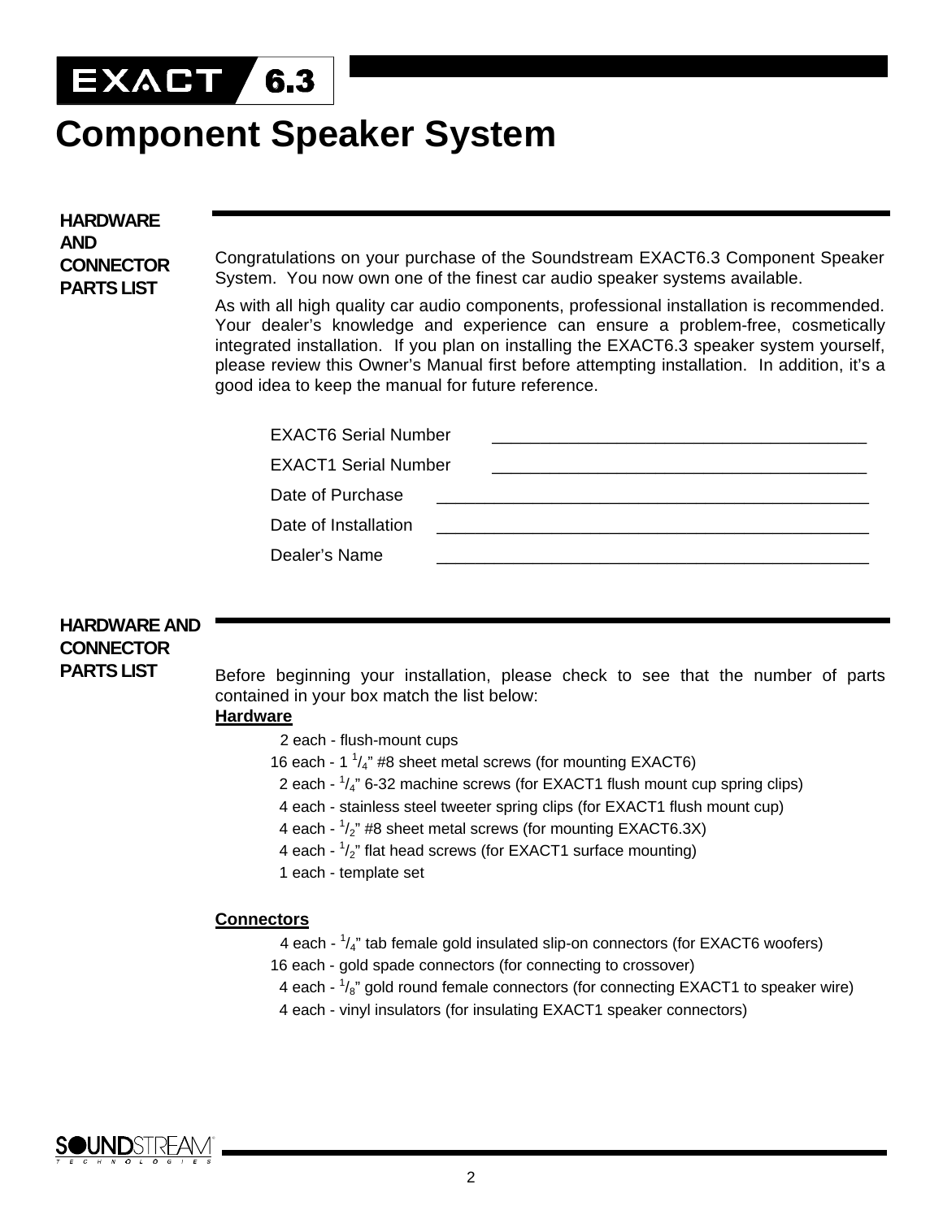# EXACT 6.3

# Component Speaker System

## HARDWARE AND CONNECTOR PARTS LIST

Congratulations on your purchase of the Soundstream EXACT6.3 Component Speaker System. You now own one of the finest car audio speaker systems available.

As with all high quality car audio components, professional installation is recommended. Your dealer's knowledge and experience can ensure a problem-free, cosmetically integrated installation. If you plan on installing the EXACT6.3 speaker system yourself, please review this Owner's Manual first before attempting installation. In addition, it's a good idea to keep the manual for future reference.

EXACT6 Serial Number ________________________________________

EXACT1 Serial Number ________________________________________

Date of Purchase ________________________________________

Date of Installation ________________________________________

Dealer's Name ________________________________________

## HARDWARE AND CONNECTOR PARTS LIST

Before beginning your installation, please check to see that the number of parts contained in your box match the list below:

**Hardware**

- 2 each - flush-mount cups
- 16 each - 1 1/4" #8 sheet metal screws (for mounting EXACT6)
- 2 each - 1/4" 6-32 machine screws (for EXACT1 flush mount cup spring clips)
- 4 each - stainless steel tweeter spring clips (for EXACT1 flush mount cup)
- 4 each - 1/2" #8 sheet metal screws (for mounting EXACT6.3X)
- 4 each - 1/2" flat head screws (for EXACT1 surface mounting)
- 1 each - template set

**Connectors**

- 4 each - 1/4" tab female gold insulated slip-on connectors (for EXACT6 woofers)
- 16 each - gold spade connectors (for connecting to crossover)
- 4 each - 1/8" gold round female connectors (for connecting EXACT1 to speaker wire)
- 4 each - vinyl insulators (for insulating EXACT1 speaker connectors)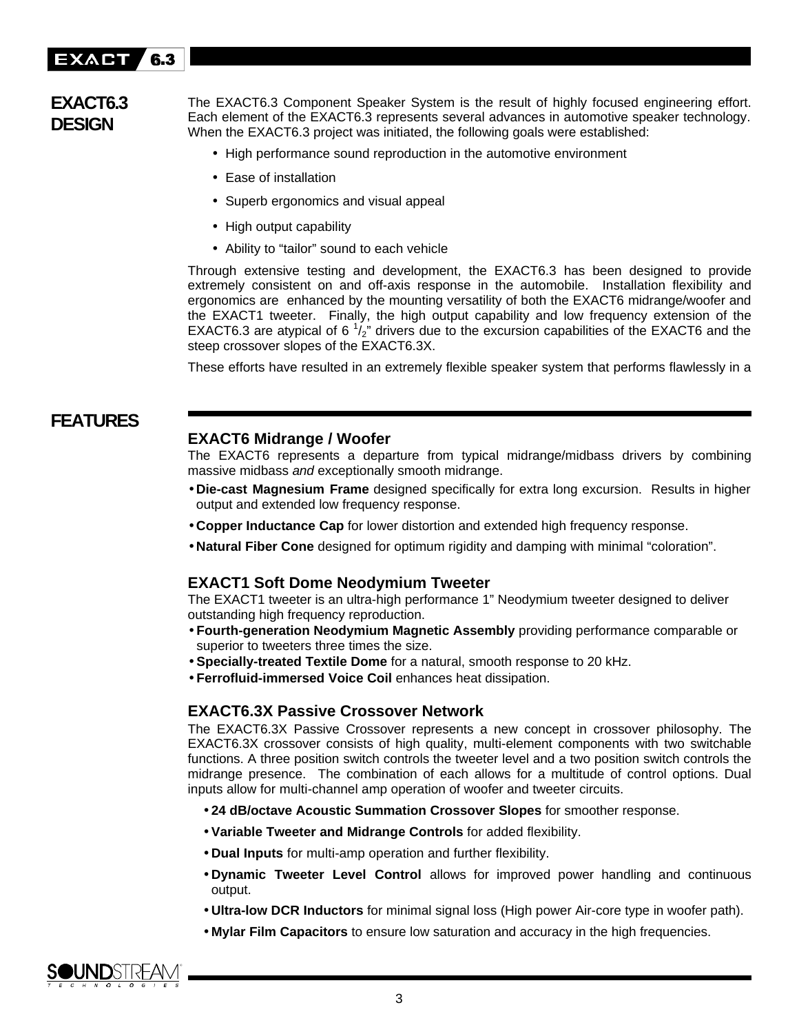## EXACT6.3 DESIGN

The EXACT6.3 Component Speaker System is the result of highly focused engineering effort. Each element of the EXACT6.3 represents several advances in automotive speaker technology. When the EXACT6.3 project was initiated, the following goals were established:

- High performance sound reproduction in the automotive environment
- Ease of installation
- Superb ergonomics and visual appeal
- High output capability
- Ability to "tailor" sound to each vehicle

Through extensive testing and development, the EXACT6.3 has been designed to provide extremely consistent on and off-axis response in the automobile. Installation flexibility and ergonomics are enhanced by the mounting versatility of both the EXACT6 midrange/woofer and the EXACT1 tweeter. Finally, the high output capability and low frequency extension of the EXACT6.3 are atypical of 6 $^{1}/_{2}$" drivers due to the excursion capabilities of the EXACT6 and the steep crossover slopes of the EXACT6.3X.

These efforts have resulted in an extremely flexible speaker system that performs flawlessly in a

## FEATURES

### EXACT6 Midrange / Woofer

The EXACT6 represents a departure from typical midrange/midbass drivers by combining massive midbass *and* exceptionally smooth midrange.

- **Die-cast Magnesium Frame** designed specifically for extra long excursion. Results in higher output and extended low frequency response.
- **Copper Inductance Cap** for lower distortion and extended high frequency response.
- **Natural Fiber Cone** designed for optimum rigidity and damping with minimal "coloration".

### EXACT1 Soft Dome Neodymium Tweeter

The EXACT1 tweeter is an ultra-high performance 1" Neodymium tweeter designed to deliver outstanding high frequency reproduction.

- **Fourth-generation Neodymium Magnetic Assembly** providing performance comparable or superior to tweeters three times the size.
- **Specially-treated Textile Dome** for a natural, smooth response to 20 kHz.
- **Ferrofluid-immersed Voice Coil** enhances heat dissipation.

### EXACT6.3X Passive Crossover Network

The EXACT6.3X Passive Crossover represents a new concept in crossover philosophy. The EXACT6.3X crossover consists of high quality, multi-element components with two switchable functions. A three position switch controls the tweeter level and a two position switch controls the midrange presence. The combination of each allows for a multitude of control options. Dual inputs allow for multi-channel amp operation of woofer and tweeter circuits.

- **24 dB/octave Acoustic Summation Crossover Slopes** for smoother response.
- **Variable Tweeter and Midrange Controls** for added flexibility.
- **Dual Inputs** for multi-amp operation and further flexibility.
- **Dynamic Tweeter Level Control** allows for improved power handling and continuous output.
- **Ultra-low DCR Inductors** for minimal signal loss (High power Air-core type in woofer path).
- **Mylar Film Capacitors** to ensure low saturation and accuracy in the high frequencies.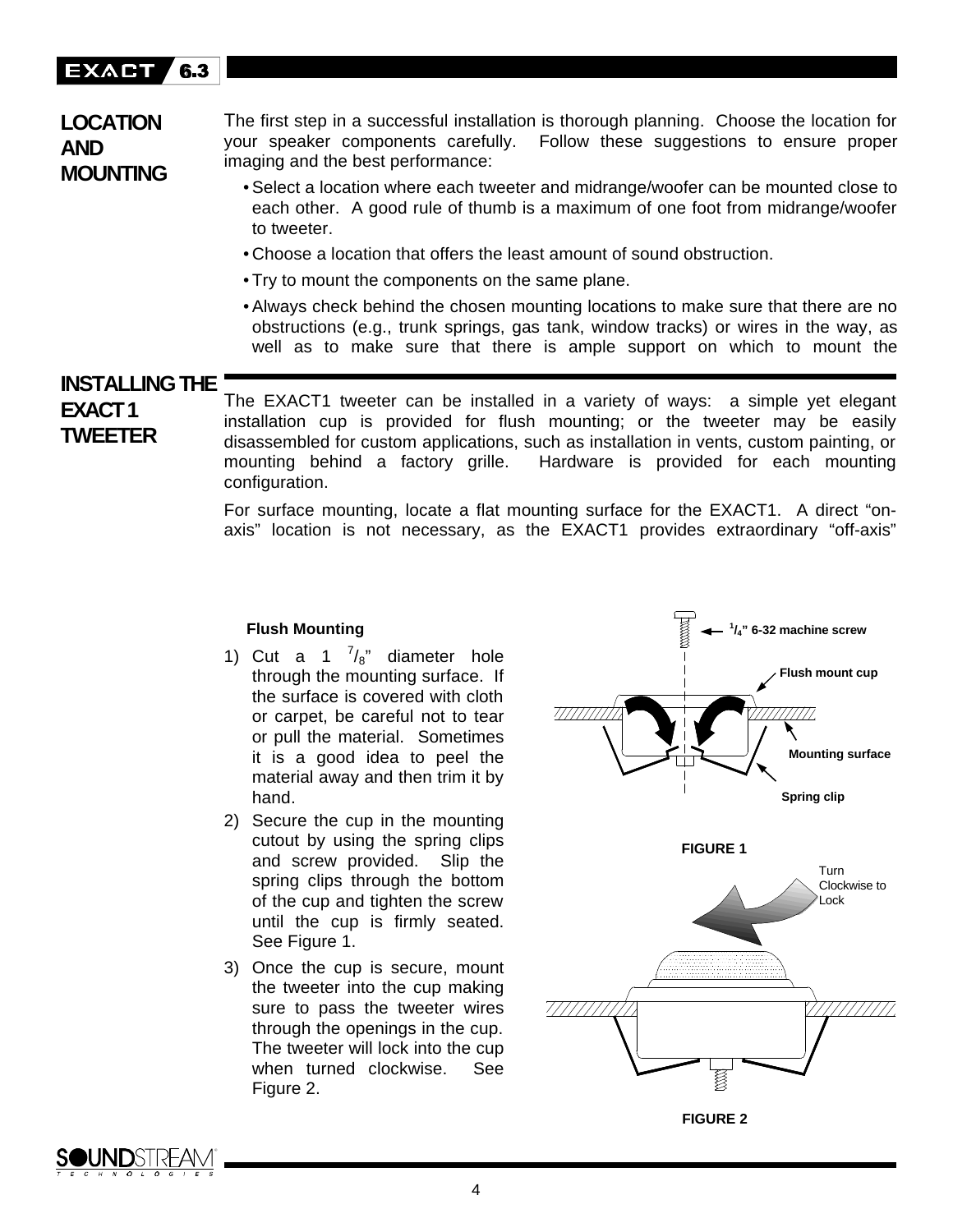## LOCATION AND MOUNTING

The first step in a successful installation is thorough planning. Choose the location for your speaker components carefully. Follow these suggestions to ensure proper imaging and the best performance:

- Select a location where each tweeter and midrange/woofer can be mounted close to each other. A good rule of thumb is a maximum of one foot from midrange/woofer to tweeter.
- Choose a location that offers the least amount of sound obstruction.
- Try to mount the components on the same plane.
- Always check behind the chosen mounting locations to make sure that there are no obstructions (e.g., trunk springs, gas tank, window tracks) or wires in the way, as well as to make sure that there is ample support on which to mount the

## INSTALLING THE EXACT1 TWEETER

The EXACT1 tweeter can be installed in a variety of ways: a simple yet elegant installation cup is provided for flush mounting; or the tweeter may be easily disassembled for custom applications, such as installation in vents, custom painting, or mounting behind a factory grille. Hardware is provided for each mounting configuration.

For surface mounting, locate a flat mounting surface for the EXACT1. A direct "on-axis" location is not necessary, as the EXACT1 provides extraordinary "off-axis"

### Flush Mounting

1) Cut a 1 $^{7}/_{8}$" diameter hole through the mounting surface. If the surface is covered with cloth or carpet, be careful not to tear or pull the material. Sometimes it is a good idea to peel the material away and then trim it by hand.
2) Secure the cup in the mounting cutout by using the spring clips and screw provided. Slip the spring clips through the bottom of the cup and tighten the screw until the cup is firmly seated. See Figure 1.
3) Once the cup is secure, mount the tweeter into the cup making sure to pass the tweeter wires through the openings in the cup. The tweeter will lock into the cup when turned clockwise. See Figure 2.

$^{1}/_{4}$" 6-32 machine screw

Flush mount cup

Mounting surface

Spring clip

FIGURE 1

Turn Clockwise to Lock

FIGURE 2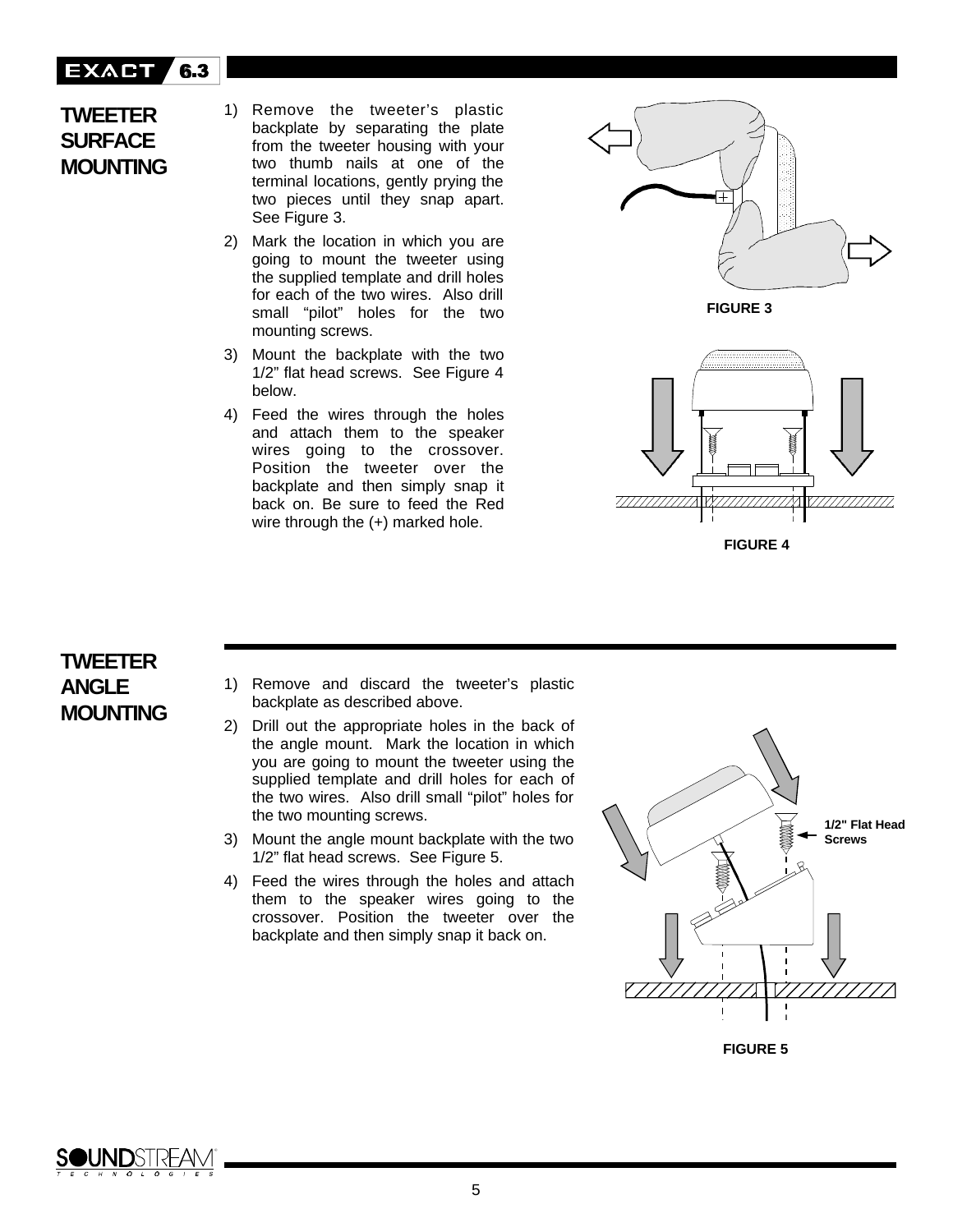## TWEETER SURFACE MOUNTING

1) Remove the tweeter's plastic backplate by separating the plate from the tweeter housing with your two thumb nails at one of the terminal locations, gently prying the two pieces until they snap apart. See Figure 3.
2) Mark the location in which you are going to mount the tweeter using the supplied template and drill holes for each of the two wires. Also drill small "pilot" holes for the two mounting screws.
3) Mount the backplate with the two 1/2" flat head screws. See Figure 4 below.
4) Feed the wires through the holes and attach them to the speaker wires going to the crossover. Position the tweeter over the backplate and then simply snap it back on. Be sure to feed the Red wire through the (+) marked hole.

FIGURE 3

FIGURE 4

## TWEETER ANGLE MOUNTING

1) Remove and discard the tweeter's plastic backplate as described above.
2) Drill out the appropriate holes in the back of the angle mount. Mark the location in which you are going to mount the tweeter using the supplied template and drill holes for each of the two wires. Also drill small "pilot" holes for the two mounting screws.
3) Mount the angle mount backplate with the two 1/2" flat head screws. See Figure 5.
4) Feed the wires through the holes and attach them to the speaker wires going to the crossover. Position the tweeter over the backplate and then simply snap it back on.

1/2" Flat Head Screws

FIGURE 5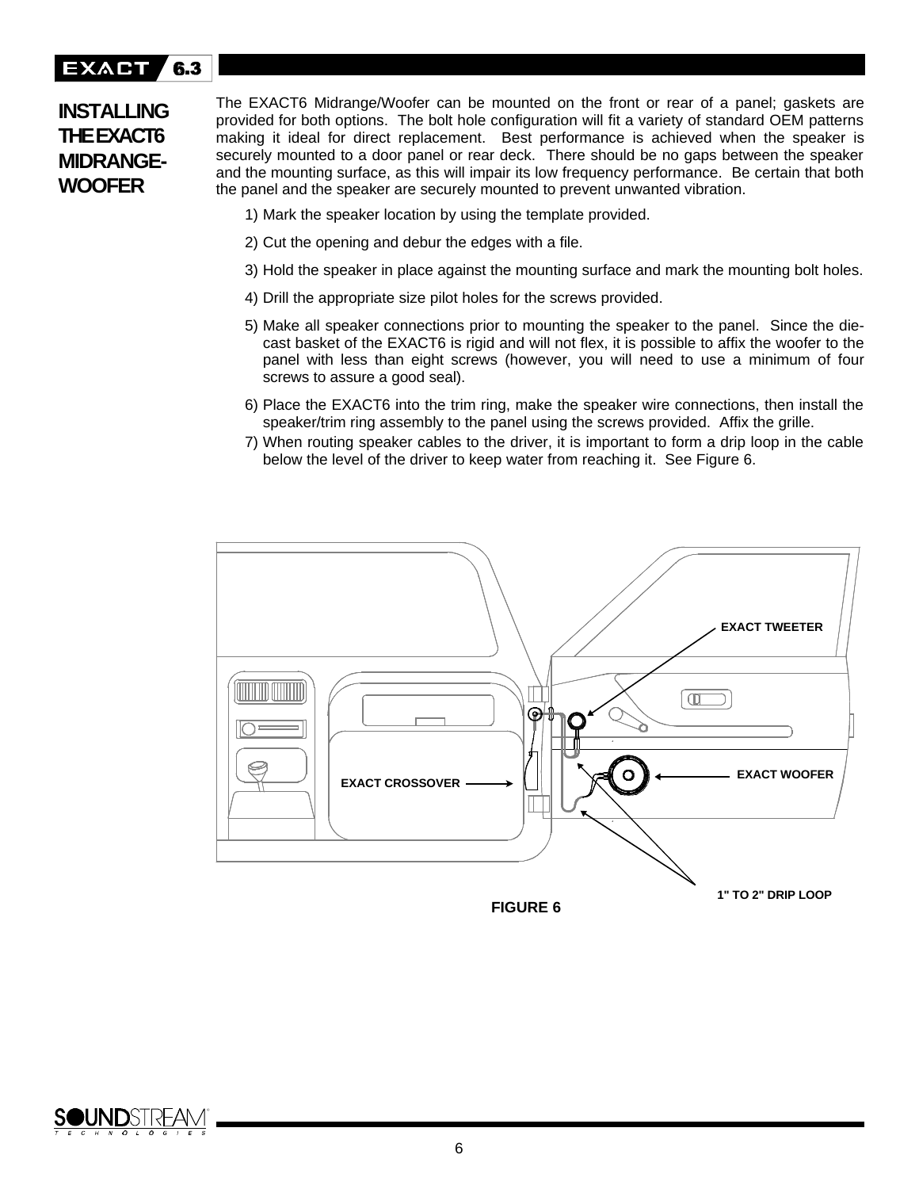## INSTALLING THE EXACT6 MIDRANGE-WOOFER

The EXACT6 Midrange/Woofer can be mounted on the front or rear of a panel; gaskets are provided for both options. The bolt hole configuration will fit a variety of standard OEM patterns making it ideal for direct replacement. Best performance is achieved when the speaker is securely mounted to a door panel or rear deck. There should be no gaps between the speaker and the mounting surface, as this will impair its low frequency performance. Be certain that both the panel and the speaker are securely mounted to prevent unwanted vibration.

1) Mark the speaker location by using the template provided.
2) Cut the opening and debur the edges with a file.
3) Hold the speaker in place against the mounting surface and mark the mounting bolt holes.
4) Drill the appropriate size pilot holes for the screws provided.
5) Make all speaker connections prior to mounting the speaker to the panel. Since the die-cast basket of the EXACT6 is rigid and will not flex, it is possible to affix the woofer to the panel with less than eight screws (however, you will need to use a minimum of four screws to assure a good seal).
6) Place the EXACT6 into the trim ring, make the speaker wire connections, then install the speaker/trim ring assembly to the panel using the screws provided. Affix the grille.
7) When routing speaker cables to the driver, it is important to form a drip loop in the cable below the level of the driver to keep water from reaching it. See Figure 6.

EXACT TWEETER

EXACT CROSSOVER

EXACT WOOFER

1" TO 2" DRIP LOOP

FIGURE 6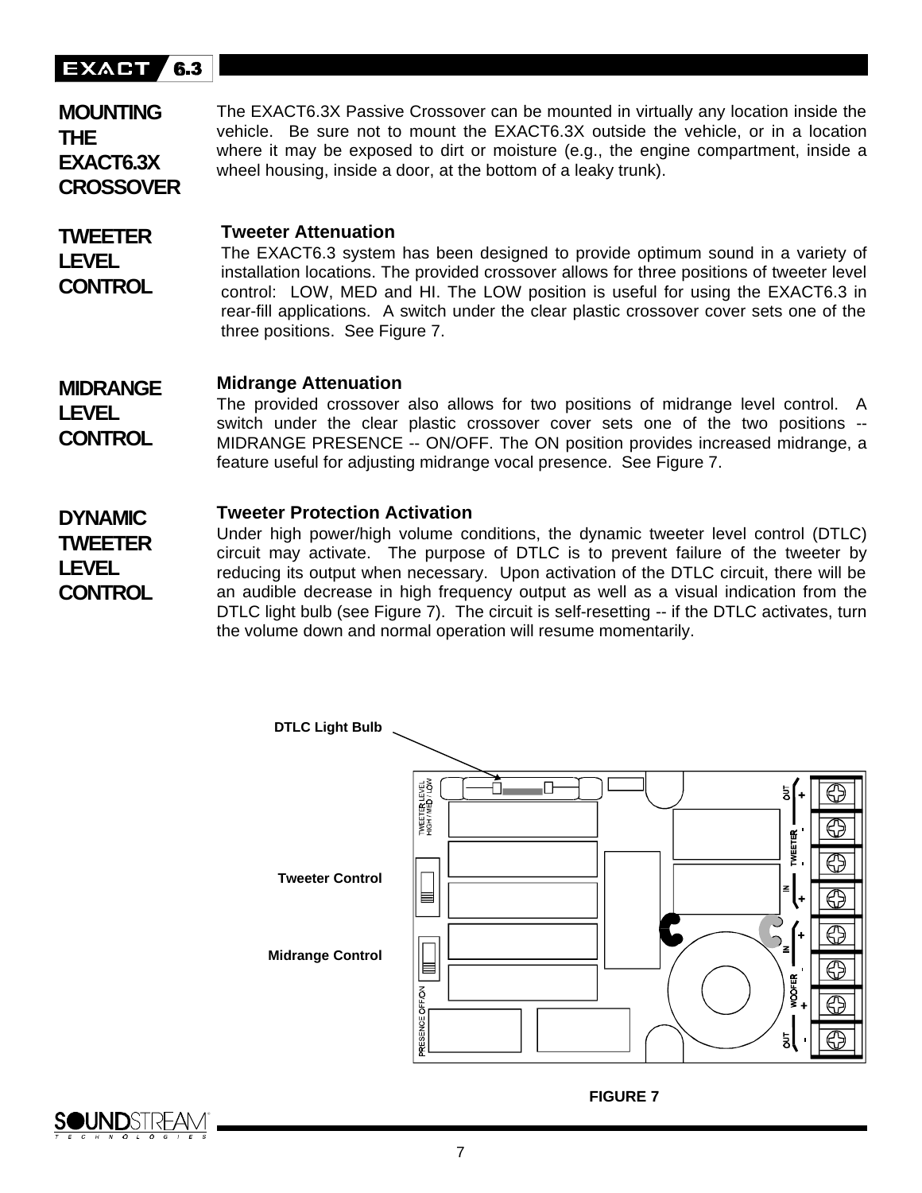## MOUNTING THE EXACT6.3X CROSSOVER

The EXACT6.3X Passive Crossover can be mounted in virtually any location inside the vehicle. Be sure not to mount the EXACT6.3X outside the vehicle, or in a location where it may be exposed to dirt or moisture (e.g., the engine compartment, inside a wheel housing, inside a door, at the bottom of a leaky trunk).

## TWEETER LEVEL CONTROL

**Tweeter Attenuation**

The EXACT6.3 system has been designed to provide optimum sound in a variety of installation locations. The provided crossover allows for three positions of tweeter level control: LOW, MED and HI. The LOW position is useful for using the EXACT6.3 in rear-fill applications. A switch under the clear plastic crossover cover sets one of the three positions. See Figure 7.

## MIDRANGE LEVEL CONTROL

**Midrange Attenuation**

The provided crossover also allows for two positions of midrange level control. A switch under the clear plastic crossover cover sets one of the two positions -- MIDRANGE PRESENCE -- ON/OFF. The ON position provides increased midrange, a feature useful for adjusting midrange vocal presence. See Figure 7.

## DYNAMIC TWEETER LEVEL CONTROL

**Tweeter Protection Activation**

Under high power/high volume conditions, the dynamic tweeter level control (DTLC) circuit may activate. The purpose of DTLC is to prevent failure of the tweeter by reducing its output when necessary. Upon activation of the DTLC circuit, there will be an audible decrease in high frequency output as well as a visual indication from the DTLC light bulb (see Figure 7). The circuit is self-resetting -- if the DTLC activates, turn the volume down and normal operation will resume momentarily.

DTLC Light Bulb

Tweeter Control

Midrange Control

TWEETER LEVEL HIGH / MED / LOW

PRESENCE OFF/ON

OUT + - TWEETER - + IN

IN + - WOOFER + - OUT

FIGURE 7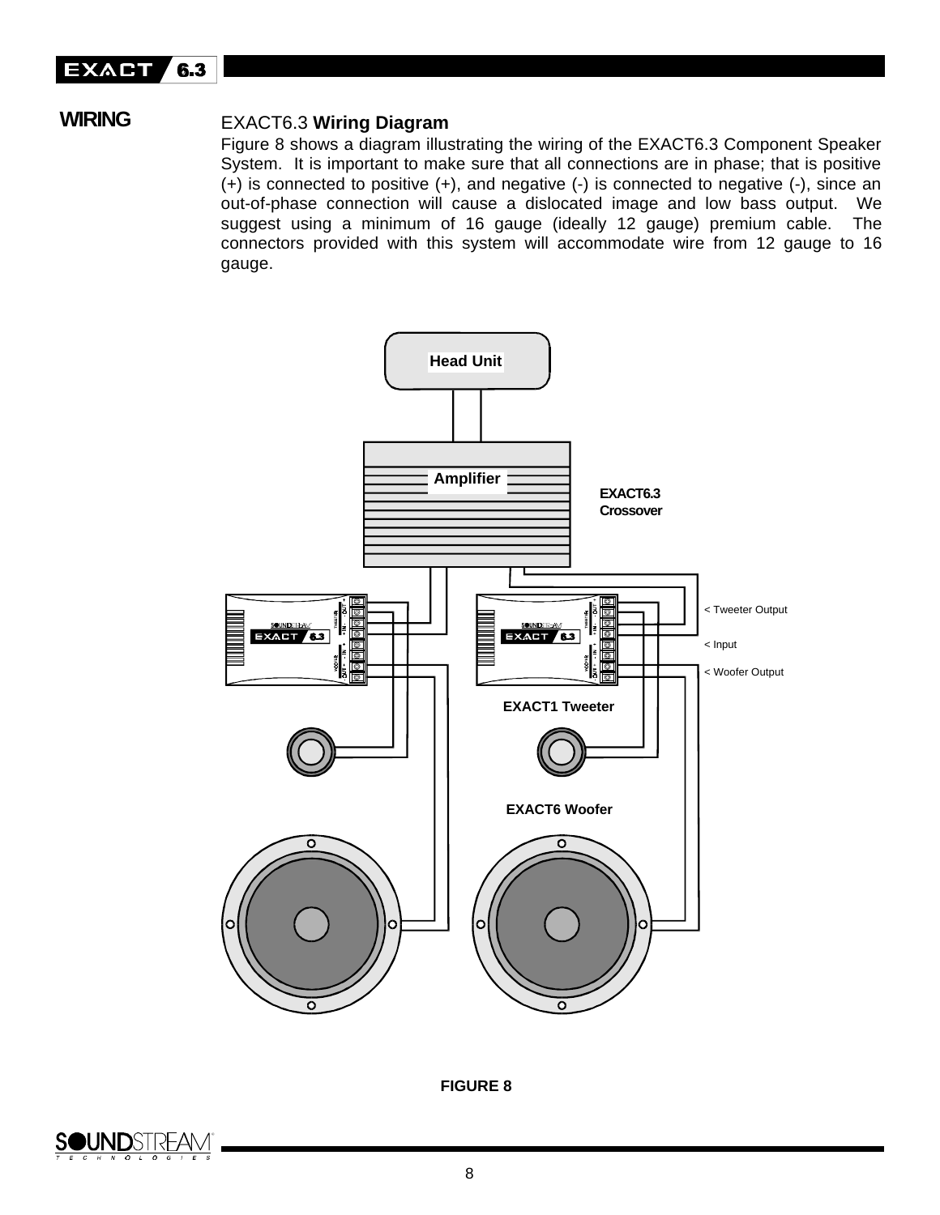## WIRING

### EXACT6.3 **Wiring Diagram**

Figure 8 shows a diagram illustrating the wiring of the EXACT6.3 Component Speaker System. It is important to make sure that all connections are in phase; that is positive (+) is connected to positive (+), and negative (-) is connected to negative (-), since an out-of-phase connection will cause a dislocated image and low bass output. We suggest using a minimum of 16 gauge (ideally 12 gauge) premium cable. The connectors provided with this system will accommodate wire from 12 gauge to 16 gauge.

Head Unit

Amplifier

EXACT6.3 Crossover

< Tweeter Output

< Input

< Woofer Output

EXACT1 Tweeter

EXACT6 Woofer

**FIGURE 8**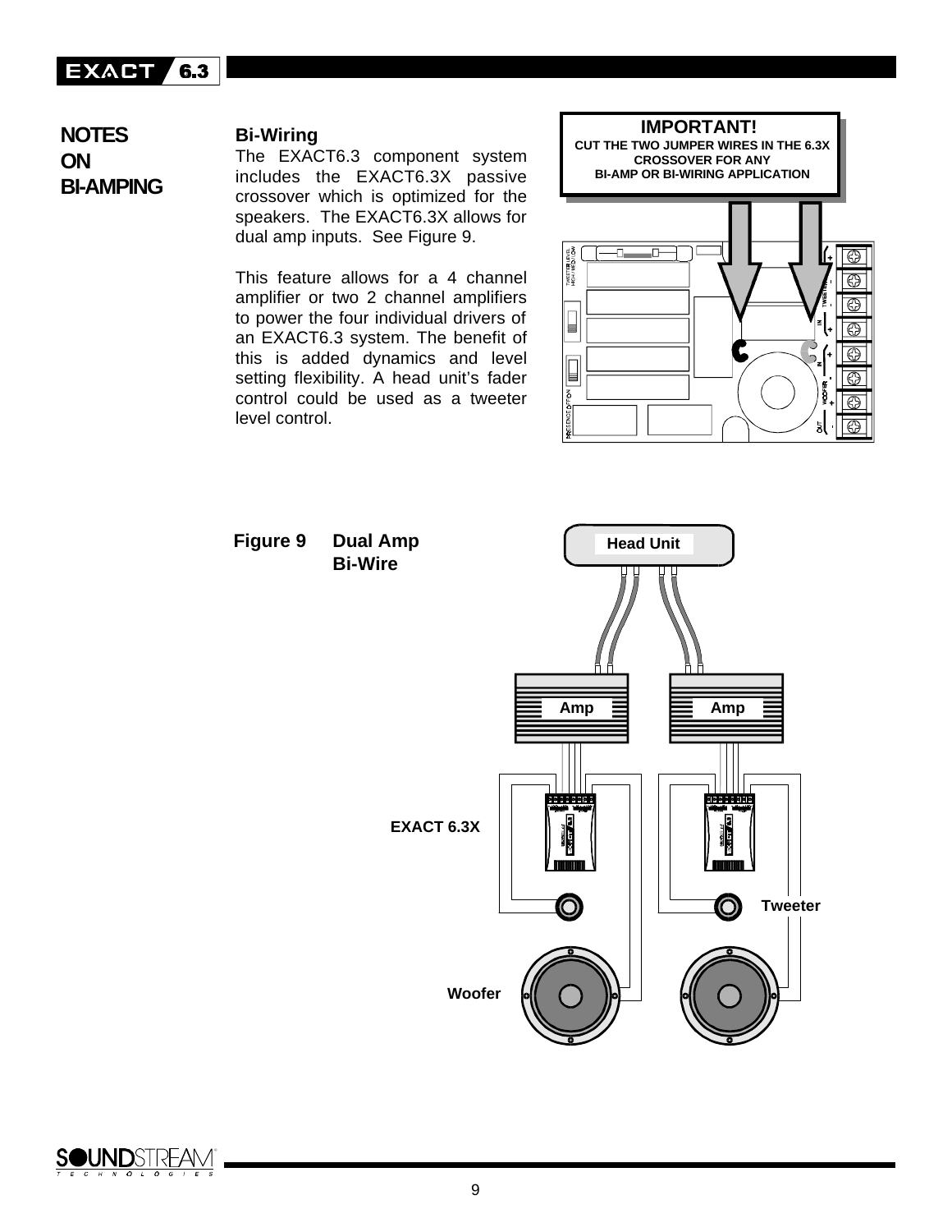# NOTES ON BI-AMPING

## Bi-Wiring

The EXACT6.3 component system includes the EXACT6.3X passive crossover which is optimized for the speakers. The EXACT6.3X allows for dual amp inputs. See Figure 9.

This feature allows for a 4 channel amplifier or two 2 channel amplifiers to power the four individual drivers of an EXACT6.3 system. The benefit of this is added dynamics and level setting flexibility. A head unit's fader control could be used as a tweeter level control.

**IMPORTANT!**
**CUT THE TWO JUMPER WIRES IN THE 6.3X CROSSOVER FOR ANY BI-AMP OR BI-WIRING APPLICATION**

**Figure 9 Dual Amp Bi-Wire**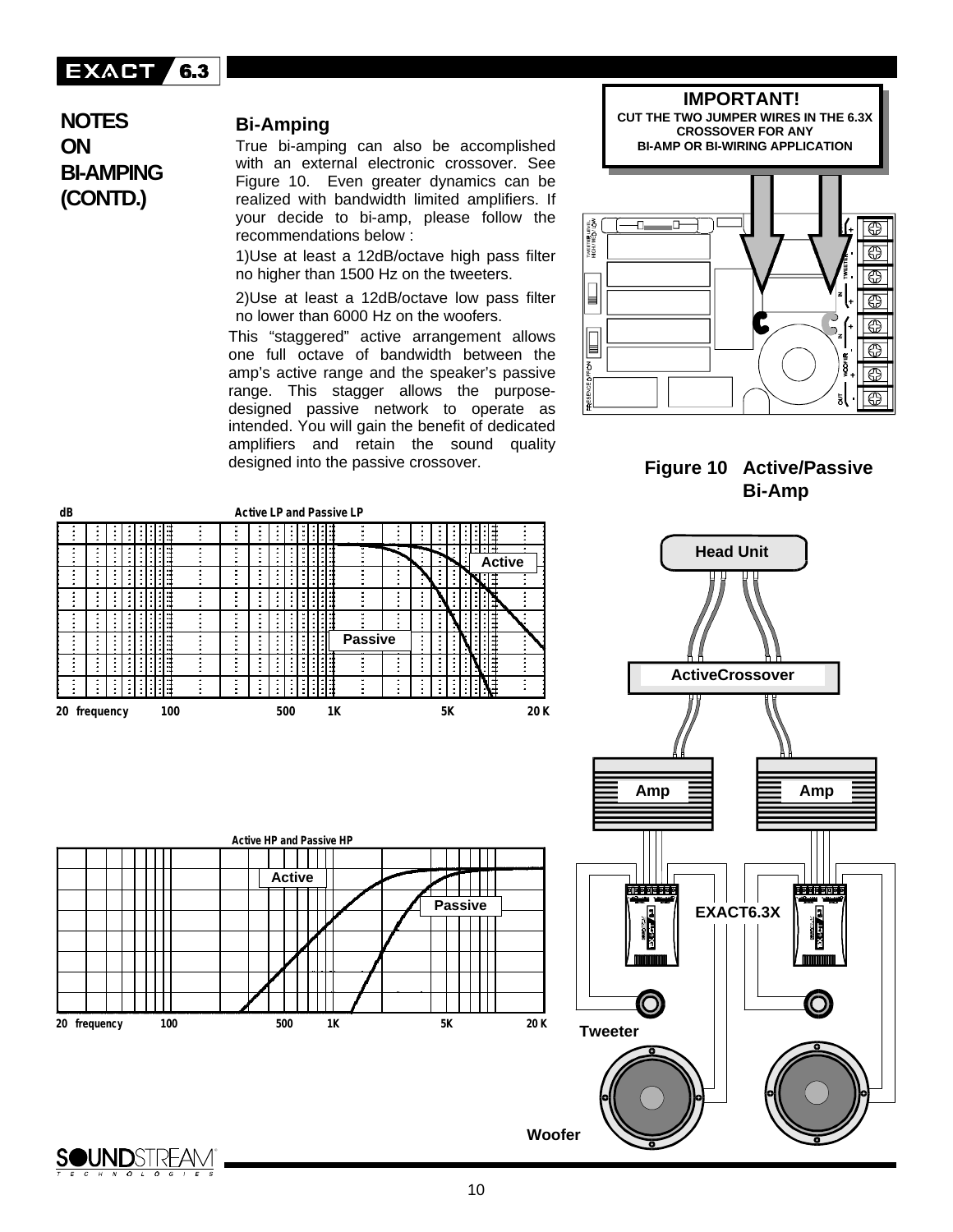## NOTES ON BI-AMPING (CONTD.)

### Bi-Amping

True bi-amping can also be accomplished with an external electronic crossover. See Figure 10. Even greater dynamics can be realized with bandwidth limited amplifiers. If your decide to bi-amp, please follow the recommendations below :

1)Use at least a 12dB/octave high pass filter no higher than 1500 Hz on the tweeters.

2)Use at least a 12dB/octave low pass filter no lower than 6000 Hz on the woofers.

This "staggered" active arrangement allows one full octave of bandwidth between the amp's active range and the speaker's passive range. This stagger allows the purpose-designed passive network to operate as intended. You will gain the benefit of dedicated amplifiers and retain the sound quality designed into the passive crossover.

**IMPORTANT!**
**CUT THE TWO JUMPER WIRES IN THE 6.3X CROSSOVER FOR ANY BI-AMP OR BI-WIRING APPLICATION**

**Figure 10 Active/Passive Bi-Amp**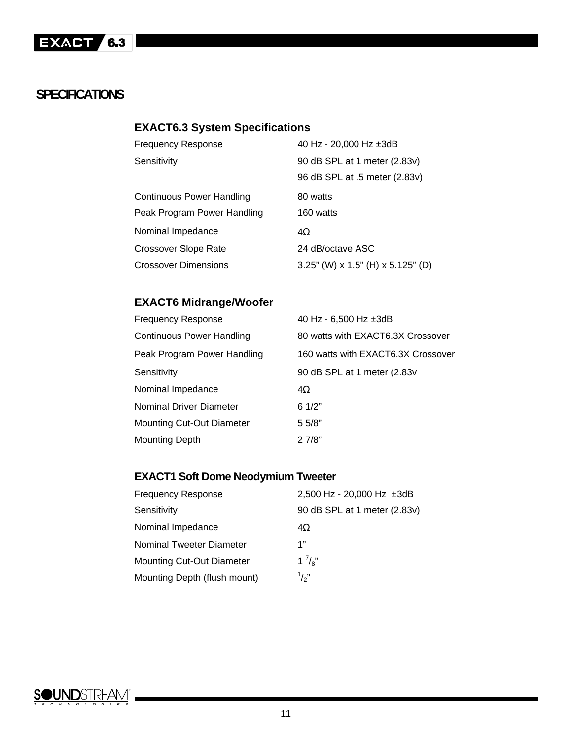# SPECIFICATIONS

### EXACT6.3 System Specifications

| | |
|---|---|
| Frequency Response | 40 Hz - 20,000 Hz ±3dB |
| Sensitivity | 90 dB SPL at 1 meter (2.83v) |
| | 96 dB SPL at .5 meter (2.83v) |
| Continuous Power Handling | 80 watts |
| Peak Program Power Handling | 160 watts |
| Nominal Impedance | 4Ω |
| Crossover Slope Rate | 24 dB/octave ASC |
| Crossover Dimensions | 3.25” (W) x 1.5” (H) x 5.125” (D) |

### EXACT6 Midrange/Woofer

| | |
|---|---|
| Frequency Response | 40 Hz - 6,500 Hz ±3dB |
| Continuous Power Handling | 80 watts with EXACT6.3X Crossover |
| Peak Program Power Handling | 160 watts with EXACT6.3X Crossover |
| Sensitivity | 90 dB SPL at 1 meter (2.83v |
| Nominal Impedance | 4Ω |
| Nominal Driver Diameter | 6 1/2” |
| Mounting Cut-Out Diameter | 5 5/8” |
| Mounting Depth | 2 7/8” |

### EXACT1 Soft Dome Neodymium Tweeter

| | |
|---|---|
| Frequency Response | 2,500 Hz - 20,000 Hz ±3dB |
| Sensitivity | 90 dB SPL at 1 meter (2.83v) |
| Nominal Impedance | 4Ω |
| Nominal Tweeter Diameter | 1” |
| Mounting Cut-Out Diameter | 1 7/8” |
| Mounting Depth (flush mount) | 1/2” |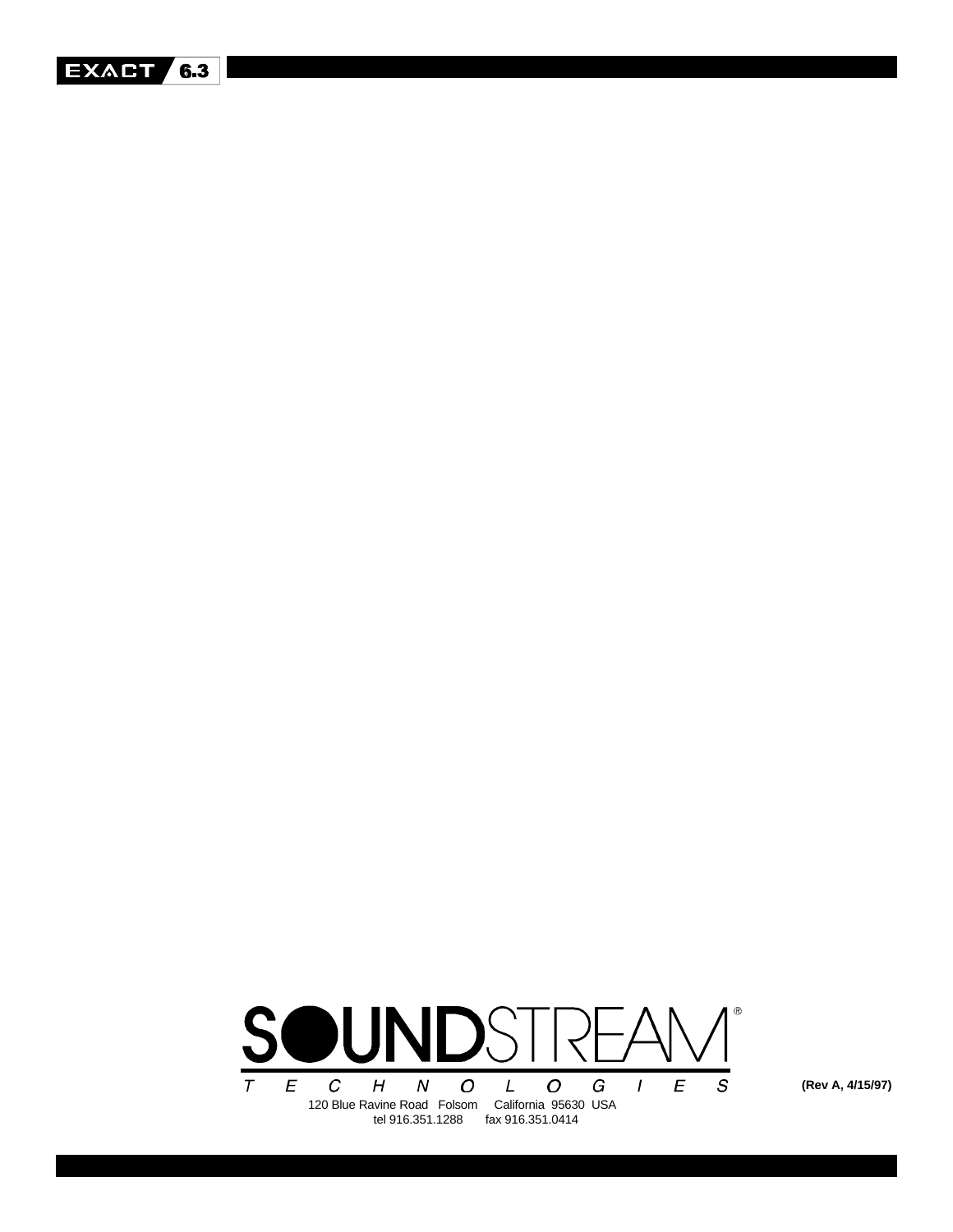SOUNDSTREAM®

TECHNOLOGIES

120 Blue Ravine Road Folsom California 95630 USA

tel 916.351.1288 fax 916.351.0414

(Rev A, 4/15/97)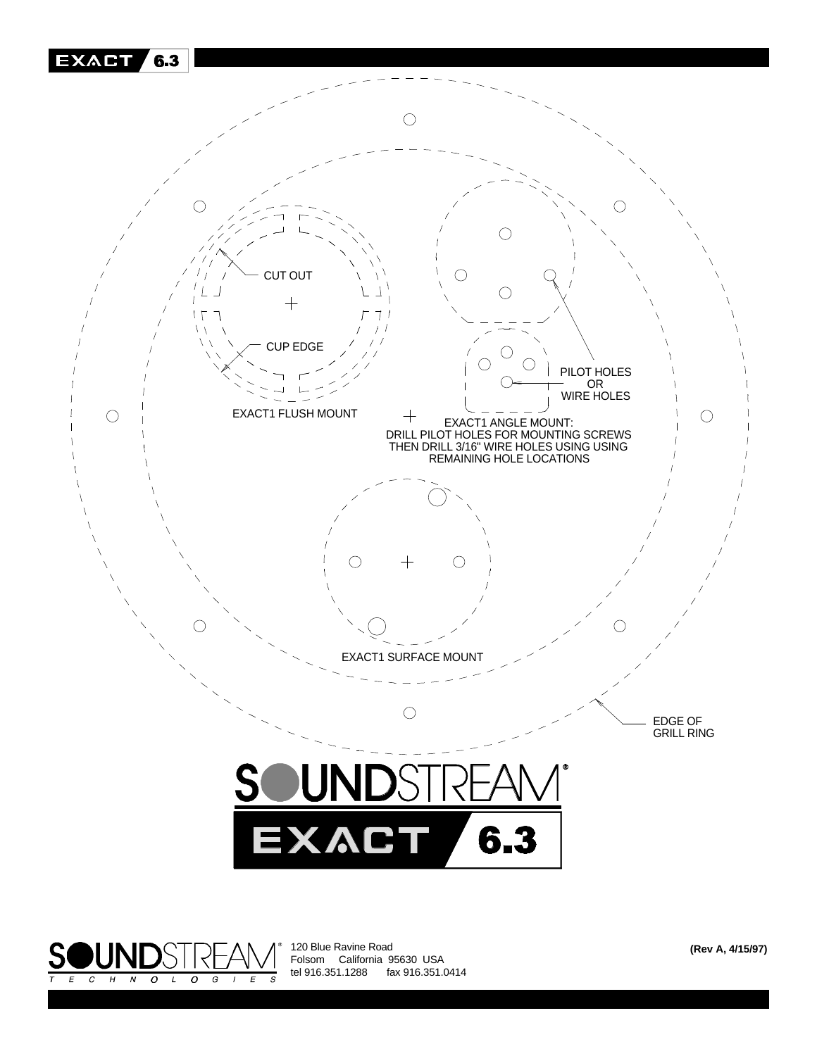CUT OUT

CUP EDGE

EXACT1 FLUSH MOUNT

PILOT HOLES
OR
WIRE HOLES

EXACT1 ANGLE MOUNT:
DRILL PILOT HOLES FOR MOUNTING SCREWS
THEN DRILL 3/16" WIRE HOLES USING USING
REMAINING HOLE LOCATIONS

EXACT1 SURFACE MOUNT

EDGE OF
GRILL RING

SOUNDSTREAM®

EXACT 6.3

SOUNDSTREAM®
TECHNOLOGIES

120 Blue Ravine Road
Folsom California 95630 USA
tel 916.351.1288 fax 916.351.0414

**(Rev A, 4/15/97)**